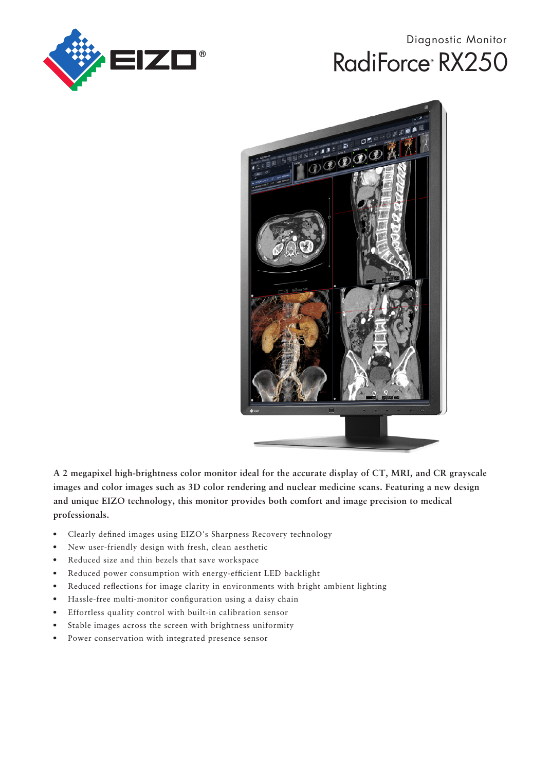Diagnostic Monitor

# RadiForce® RX250

**A 2 megapixel high-brightness color monitor ideal for the accurate display of CT, MRI, and CR grayscale images and color images such as 3D color rendering and nuclear medicine scans. Featuring a new design and unique EIZO technology, this monitor provides both comfort and image precision to medical professionals.**

- Clearly defined images using EIZO's Sharpness Recovery technology
- New user-friendly design with fresh, clean aesthetic
- Reduced size and thin bezels that save workspace
- Reduced power consumption with energy-efficient LED backlight
- Reduced reflections for image clarity in environments with bright ambient lighting
- Hassle-free multi-monitor configuration using a daisy chain
- Effortless quality control with built-in calibration sensor
- Stable images across the screen with brightness uniformity
- Power conservation with integrated presence sensor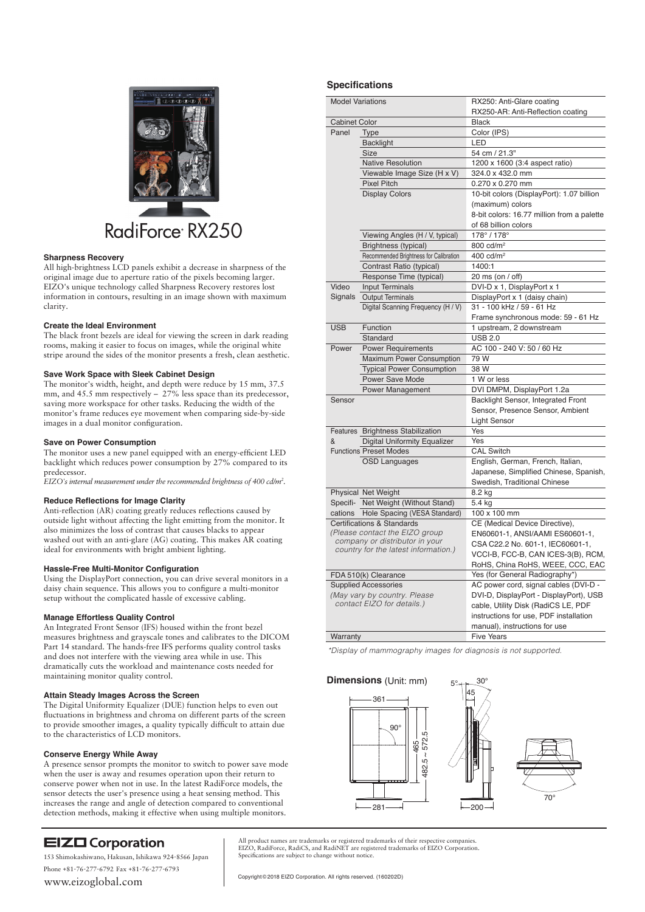RadiForce RX250

### Sharpness Recovery

All high-brightness LCD panels exhibit a decrease in sharpness of the original image due to aperture ratio of the pixels becoming larger. EIZO's unique technology called Sharpness Recovery restores lost information in contours, resulting in an image shown with maximum clarity.

### Create the Ideal Environment

The black front bezels are ideal for viewing the screen in dark reading rooms, making it easier to focus on images, while the original white stripe around the sides of the monitor presents a fresh, clean aesthetic.

### Save Work Space with Sleek Cabinet Design

The monitor's width, height, and depth were reduce by 15 mm, 37.5 mm, and 45.5 mm respectively – 27% less space than its predecessor, saving more workspace for other tasks. Reducing the width of the monitor's frame reduces eye movement when comparing side-by-side images in a dual monitor configuration.

### Save on Power Consumption

The monitor uses a new panel equipped with an energy-efficient LED backlight which reduces power consumption by 27% compared to its predecessor.

*EIZO's internal measurement under the recommended brightness of 400 cd/m².*

### Reduce Reflections for Image Clarity

Anti-reflection (AR) coating greatly reduces reflections caused by outside light without affecting the light emitting from the monitor. It also minimizes the loss of contrast that causes blacks to appear washed out with an anti-glare (AG) coating. This makes AR coating ideal for environments with bright ambient lighting.

### Hassle-Free Multi-Monitor Configuration

Using the DisplayPort connection, you can drive several monitors in a daisy chain sequence. This allows you to configure a multi-monitor setup without the complicated hassle of excessive cabling.

### Manage Effortless Quality Control

An Integrated Front Sensor (IFS) housed within the front bezel measures brightness and grayscale tones and calibrates to the DICOM Part 14 standard. The hands-free IFS performs quality control tasks and does not interfere with the viewing area while in use. This dramatically cuts the workload and maintenance costs needed for maintaining monitor quality control.

### Attain Steady Images Across the Screen

The Digital Uniformity Equalizer (DUE) function helps to even out fluctuations in brightness and chroma on different parts of the screen to provide smoother images, a quality typically difficult to attain due to the characteristics of LCD monitors.

### Conserve Energy While Away

A presence sensor prompts the monitor to switch to power save mode when the user is away and resumes operation upon their return to conserve power when not in use. In the latest RadiForce models, the sensor detects the user's presence using a heat sensing method. This increases the range and angle of detection compared to conventional detection methods, making it effective when using multiple monitors.

## Specifications

| | | |
|---|---|---|
| Model Variations | | RX250: Anti-Glare coating<br>RX250-AR: Anti-Reflection coating |
| Cabinet Color | | Black |
| Panel | Type | Color (IPS) |
| | Backlight | LED |
| | Size | 54 cm / 21.3" |
| | Native Resolution | 1200 x 1600 (3:4 aspect ratio) |
| | Viewable Image Size (H x V) | 324.0 x 432.0 mm |
| | Pixel Pitch | 0.270 x 0.270 mm |
| | Display Colors | 10-bit colors (DisplayPort): 1.07 billion (maximum) colors<br>8-bit colors: 16.77 million from a palette of 68 billion colors |
| | Viewing Angles (H / V, typical) | 178° / 178° |
| | Brightness (typical) | 800 cd/m² |
| | Recommended Brightness for Calibration | 400 cd/m² |
| | Contrast Ratio (typical) | 1400:1 |
| | Response Time (typical) | 20 ms (on / off) |
| Video Signals | Input Terminals | DVI-D x 1, DisplayPort x 1 |
| | Output Terminals | DisplayPort x 1 (daisy chain) |
| | Digital Scanning Frequency (H / V) | 31 - 100 kHz / 59 - 61 Hz<br>Frame synchronous mode: 59 - 61 Hz |
| USB | Function | 1 upstream, 2 downstream |
| | Standard | USB 2.0 |
| Power | Power Requirements | AC 100 - 240 V: 50 / 60 Hz |
| | Maximum Power Consumption | 79 W |
| | Typical Power Consumption | 38 W |
| | Power Save Mode | 1 W or less |
| | Power Management | DVI DMPM, DisplayPort 1.2a |
| Sensor | | Backlight Sensor, Integrated Front Sensor, Presence Sensor, Ambient Light Sensor |
| Features & Functions | Brightness Stabilization | Yes |
| | Digital Uniformity Equalizer | Yes |
| | Preset Modes | CAL Switch |
| | OSD Languages | English, German, French, Italian, Japanese, Simplified Chinese, Spanish, Swedish, Traditional Chinese |
| Physical Specifications | Net Weight | 8.2 kg |
| | Net Weight (Without Stand) | 5.4 kg |
| | Hole Spacing (VESA Standard) | 100 x 100 mm |
| Certifications & Standards<br>*(Please contact the EIZO group company or distributor in your country for the latest information.)* | | CE (Medical Device Directive), EN60601-1, ANSI/AAMI ES60601-1, CSA C22.2 No. 601-1, IEC60601-1, VCCI-B, FCC-B, CAN ICES-3(B), RCM, RoHS, China RoHS, WEEE, CCC, EAC |
| FDA 510(k) Clearance | | Yes (for General Radiography*) |
| Supplied Accessories<br>*(May vary by country. Please contact EIZO for details.)* | | AC power cord, signal cables (DVI-D - DVI-D, DisplayPort - DisplayPort), USB cable, Utility Disk (RadiCS LE, PDF instructions for use, PDF installation manual), instructions for use |
| Warranty | | Five Years |

*\*Display of mammography images for diagnosis is not supported.*

## Dimensions (Unit: mm)

361
90°
465
482.5 ~ 572.5
281
5°
30°
45
200
70°

**EIZO Corporation**

153 Shimokashiwano, Hakusan, Ishikawa 924-8566 Japan
Phone +81-76-277-6792 Fax +81-76-277-6793
www.eizoglobal.com

All product names are trademarks or registered trademarks of their respective companies.
EIZO, RadiForce, RadiCS, and RadiNET are registered trademarks of EIZO Corporation.
Specifications are subject to change without notice.

Copyright © 2018 EIZO Corporation. All rights reserved. (160202D)